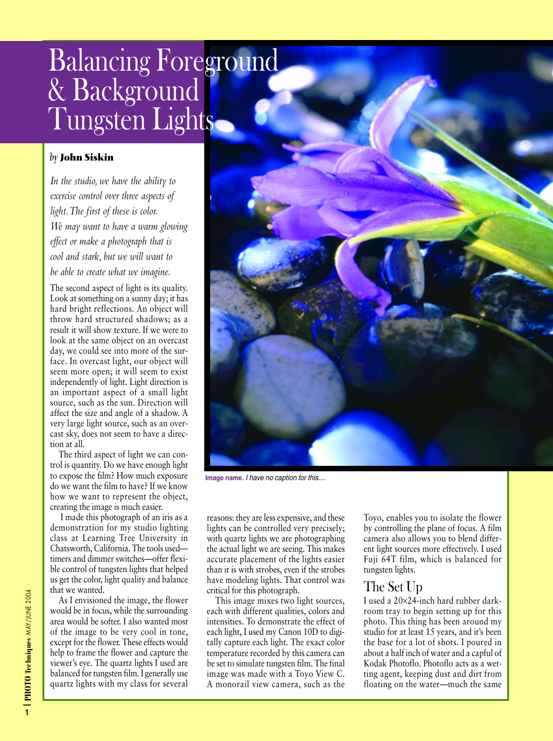# Balancing Foreground & Background Tungsten Lights

*by* **John Siskin**

*In the studio, we have the ability to exercise control over three aspects of light. The first of these is color. We may want to have a warm glowing effect or make a photograph that is cool and stark, but we will want to be able to create what we imagine.*

The second aspect of light is its quality. Look at something on a sunny day; it has hard bright reflections. An object will throw hard structured shadows; as a result it will show texture. If we were to look at the same object on an overcast day, we could see into more of the surface. In overcast light, our object will seem more open; it will seem to exist independently of light. Light direction is an important aspect of a small light source, such as the sun. Direction will affect the size and angle of a shadow. A very large light source, such as an overcast sky, does not seem to have a direction at all.

The third aspect of light we can control is quantity. Do we have enough light to expose the film? How much exposure do we want the film to have? If we know how we want to represent the object, creating the image is much easier.

I made this photograph of an iris as a demonstration for my studio lighting class at Learning Tree University in Chatsworth, California. The tools used—timers and dimmer switches—offer flexible control of tungsten lights that helped us get the color, light quality and balance that we wanted.

As I envisioned the image, the flower would be in focus, while the surrounding area would be softer. I also wanted most of the image to be very cool in tone, except for the flower. These effects would help to frame the flower and capture the viewer's eye. The quartz lights I used are balanced for tungsten film. I generally use quartz lights with my class for several reasons: they are less expensive, and these lights can be controlled very precisely; with quartz lights we are photographing the actual light we are seeing. This makes accurate placement of the lights easier than it is with strobes, even if the strobes have modeling lights. That control was critical for this photograph.

**Image name.** *I have no caption for this....*

This image mixes two light sources, each with different qualities, colors and intensities. To demonstrate the effect of each light, I used my Canon 10D to digitally capture each light. The exact color temperature recorded by this camera can be set to simulate tungsten film. The final image was made with a Toyo View C. A monorail view camera, such as the Toyo, enables you to isolate the flower by controlling the plane of focus. A film camera also allows you to blend different light sources more effectively. I used Fuji 64T film, which is balanced for tungsten lights.

## The Set Up

I used a 20×24-inch hard rubber darkroom tray to begin setting up for this photo. This thing has been around my studio for at least 15 years, and it's been the base for a lot of shots. I poured in about a half inch of water and a capful of Kodak Photoflo. Photoflo acts as a wetting agent, keeping dust and dirt from floating on the water—much the same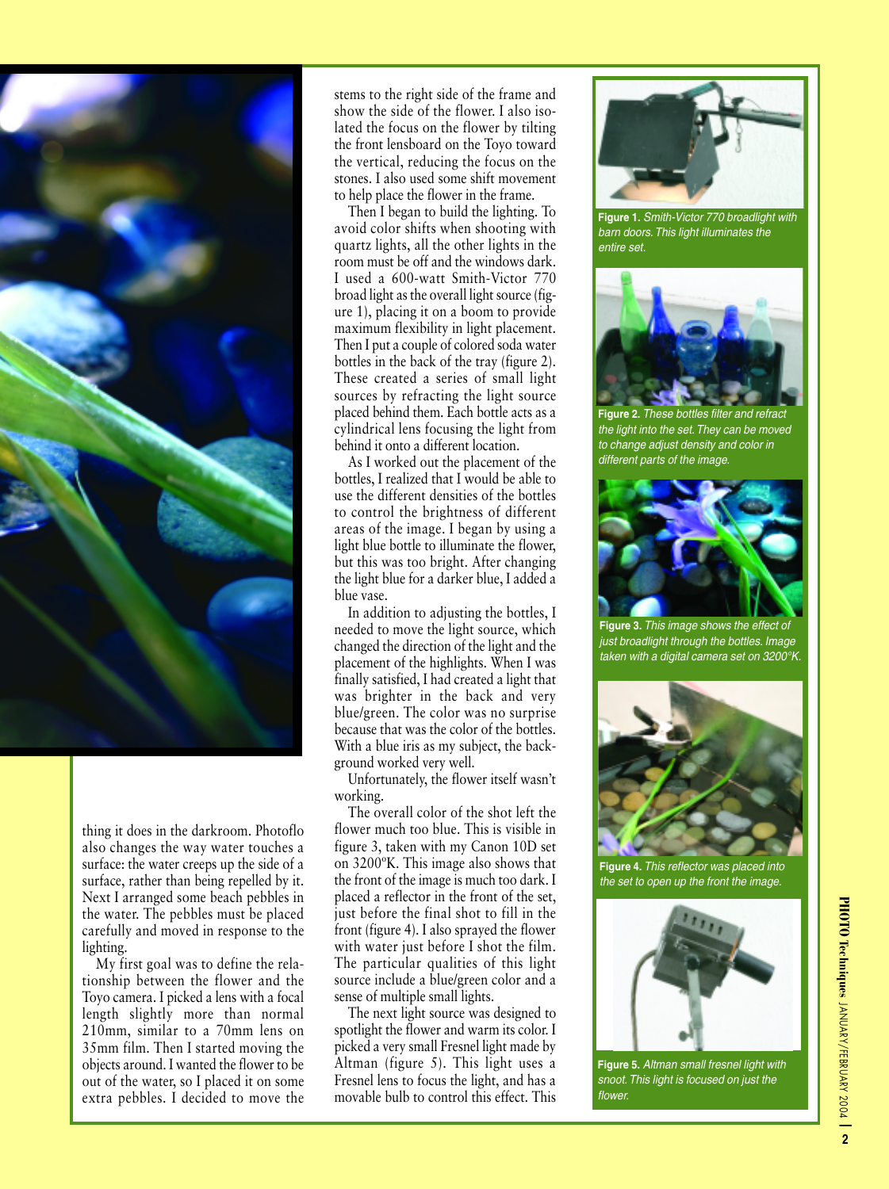thing it does in the darkroom. Photoflo also changes the way water touches a surface: the water creeps up the side of a surface, rather than being repelled by it. Next I arranged some beach pebbles in the water. The pebbles must be placed carefully and moved in response to the lighting.

My first goal was to define the relationship between the flower and the Toyo camera. I picked a lens with a focal length slightly more than normal 210mm, similar to a 70mm lens on 35mm film. Then I started moving the objects around. I wanted the flower to be out of the water, so I placed it on some extra pebbles. I decided to move the stems to the right side of the frame and show the side of the flower. I also isolated the focus on the flower by tilting the front lensboard on the Toyo toward the vertical, reducing the focus on the stones. I also used some shift movement to help place the flower in the frame.

Then I began to build the lighting. To avoid color shifts when shooting with quartz lights, all the other lights in the room must be off and the windows dark. I used a 600-watt Smith-Victor 770 broad light as the overall light source (figure 1), placing it on a boom to provide maximum flexibility in light placement. Then I put a couple of colored soda water bottles in the back of the tray (figure 2). These created a series of small light sources by refracting the light source placed behind them. Each bottle acts as a cylindrical lens focusing the light from behind it onto a different location.

As I worked out the placement of the bottles, I realized that I would be able to use the different densities of the bottles to control the brightness of different areas of the image. I began by using a light blue bottle to illuminate the flower, but this was too bright. After changing the light blue for a darker blue, I added a blue vase.

In addition to adjusting the bottles, I needed to move the light source, which changed the direction of the light and the placement of the highlights. When I was finally satisfied, I had created a light that was brighter in the back and very blue/green. The color was no surprise because that was the color of the bottles. With a blue iris as my subject, the background worked very well.

Unfortunately, the flower itself wasn't working.

The overall color of the shot left the flower much too blue. This is visible in figure 3, taken with my Canon 10D set on 3200ºK. This image also shows that the front of the image is much too dark. I placed a reflector in the front of the set, just before the final shot to fill in the front (figure 4). I also sprayed the flower with water just before I shot the film. The particular qualities of this light source include a blue/green color and a sense of multiple small lights.

The next light source was designed to spotlight the flower and warm its color. I picked a very small Fresnel light made by Altman (figure 5). This light uses a Fresnel lens to focus the light, and has a movable bulb to control this effect. This

**Figure 1.** *Smith-Victor 770 broadlight with barn doors. This light illuminates the entire set.*

**Figure 2.** *These bottles filter and refract the light into the set. They can be moved to change adjust density and color in different parts of the image.*

**Figure 3.** *This image shows the effect of just broadlight through the bottles. Image taken with a digital camera set on 3200°K.*

**Figure 4.** *This reflector was placed into the set to open up the front the image.*

**Figure 5.** *Altman small fresnel light with snoot. This light is focused on just the flower.*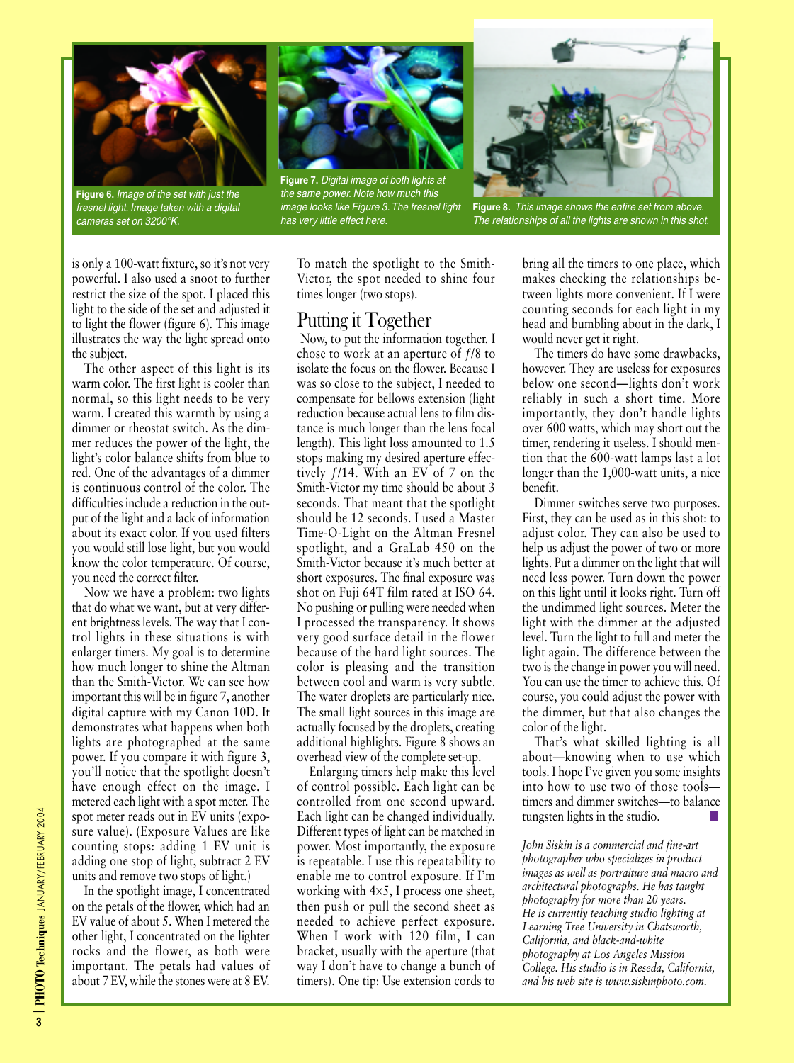**Figure 6.** *Image of the set with just the fresnel light. Image taken with a digital cameras set on 3200°K.*

**Figure 7.** *Digital image of both lights at the same power. Note how much this image looks like Figure 3. The fresnel light has very little effect here.*

**Figure 8.** *This image shows the entire set from above. The relationships of all the lights are shown in this shot.*

is only a 100-watt fixture, so it's not very powerful. I also used a snoot to further restrict the size of the spot. I placed this light to the side of the set and adjusted it to light the flower (figure 6). This image illustrates the way the light spread onto the subject.

The other aspect of this light is its warm color. The first light is cooler than normal, so this light needs to be very warm. I created this warmth by using a dimmer or rheostat switch. As the dimmer reduces the power of the light, the light's color balance shifts from blue to red. One of the advantages of a dimmer is continuous control of the color. The difficulties include a reduction in the output of the light and a lack of information about its exact color. If you used filters you would still lose light, but you would know the color temperature. Of course, you need the correct filter.

Now we have a problem: two lights that do what we want, but at very different brightness levels. The way that I control lights in these situations is with enlarger timers. My goal is to determine how much longer to shine the Altman than the Smith-Victor. We can see how important this will be in figure 7, another digital capture with my Canon 10D. It demonstrates what happens when both lights are photographed at the same power. If you compare it with figure 3, you'll notice that the spotlight doesn't have enough effect on the image. I metered each light with a spot meter. The spot meter reads out in EV units (exposure value). (Exposure Values are like counting stops: adding 1 EV unit is adding one stop of light, subtract 2 EV units and remove two stops of light.)

In the spotlight image, I concentrated on the petals of the flower, which had an EV value of about 5. When I metered the other light, I concentrated on the lighter rocks and the flower, as both were important. The petals had values of about 7 EV, while the stones were at 8 EV. To match the spotlight to the Smith-Victor, the spot needed to shine four times longer (two stops).

## Putting it Together

Now, to put the information together. I chose to work at an aperture of *f*/8 to isolate the focus on the flower. Because I was so close to the subject, I needed to compensate for bellows extension (light reduction because actual lens to film distance is much longer than the lens focal length). This light loss amounted to 1.5 stops making my desired aperture effectively *f*/14. With an EV of 7 on the Smith-Victor my time should be about 3 seconds. That meant that the spotlight should be 12 seconds. I used a Master Time-O-Light on the Altman Fresnel spotlight, and a GraLab 450 on the Smith-Victor because it's much better at short exposures. The final exposure was shot on Fuji 64T film rated at ISO 64. No pushing or pulling were needed when I processed the transparency. It shows very good surface detail in the flower because of the hard light sources. The color is pleasing and the transition between cool and warm is very subtle. The water droplets are particularly nice. The small light sources in this image are actually focused by the droplets, creating additional highlights. Figure 8 shows an overhead view of the complete set-up.

Enlarging timers help make this level of control possible. Each light can be controlled from one second upward. Each light can be changed individually. Different types of light can be matched in power. Most importantly, the exposure is repeatable. I use this repeatability to enable me to control exposure. If I'm working with 4×5, I process one sheet, then push or pull the second sheet as needed to achieve perfect exposure. When I work with 120 film, I can bracket, usually with the aperture (that way I don't have to change a bunch of timers). One tip: Use extension cords to bring all the timers to one place, which makes checking the relationships between lights more convenient. If I were counting seconds for each light in my head and bumbling about in the dark, I would never get it right.

The timers do have some drawbacks, however. They are useless for exposures below one second—lights don't work reliably in such a short time. More importantly, they don't handle lights over 600 watts, which may short out the timer, rendering it useless. I should mention that the 600-watt lamps last a lot longer than the 1,000-watt units, a nice benefit.

Dimmer switches serve two purposes. First, they can be used as in this shot: to adjust color. They can also be used to help us adjust the power of two or more lights. Put a dimmer on the light that will need less power. Turn down the power on this light until it looks right. Turn off the undimmed light sources. Meter the light with the dimmer at the adjusted level. Turn the light to full and meter the light again. The difference between the two is the change in power you will need. You can use the timer to achieve this. Of course, you could adjust the power with the dimmer, but that also changes the color of the light.

That's what skilled lighting is all about—knowing when to use which tools. I hope I've given you some insights into how to use two of those tools—timers and dimmer switches—to balance tungsten lights in the studio. ■

*John Siskin is a commercial and fine-art photographer who specializes in product images as well as portraiture and macro and architectural photographs. He has taught photography for more than 20 years. He is currently teaching studio lighting at Learning Tree University in Chatsworth, California, and black-and-white photography at Los Angeles Mission College. His studio is in Reseda, California, and his web site is www.siskinphoto.com.*